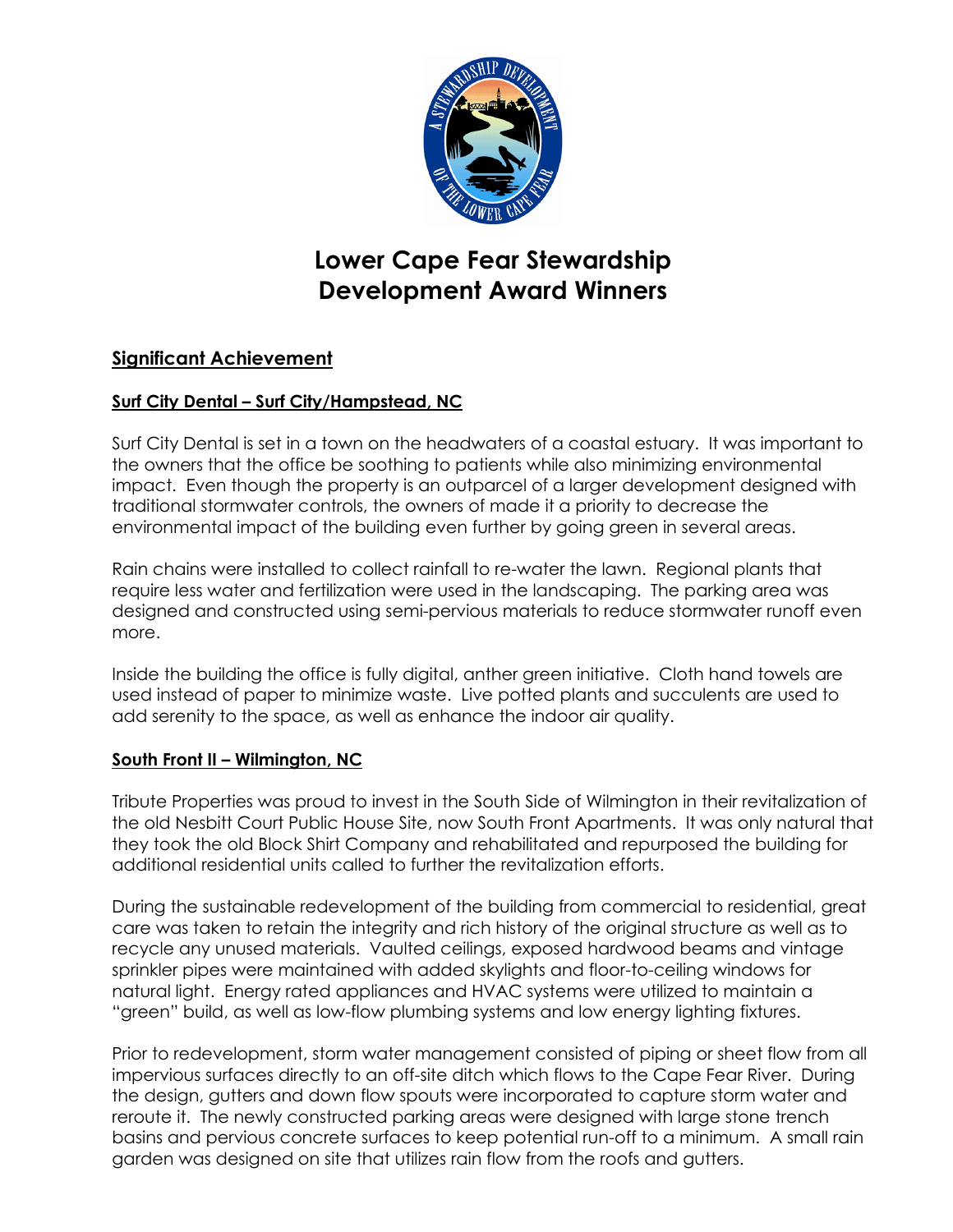# Lower Cape Fear Stewardship Development Award Winners

## Significant Achievement

### Surf City Dental – Surf City/Hampstead, NC

Surf City Dental is set in a town on the headwaters of a coastal estuary. It was important to the owners that the office be soothing to patients while also minimizing environmental impact. Even though the property is an outparcel of a larger development designed with traditional stormwater controls, the owners of made it a priority to decrease the environmental impact of the building even further by going green in several areas.

Rain chains were installed to collect rainfall to re-water the lawn. Regional plants that require less water and fertilization were used in the landscaping. The parking area was designed and constructed using semi-pervious materials to reduce stormwater runoff even more.

Inside the building the office is fully digital, anther green initiative. Cloth hand towels are used instead of paper to minimize waste. Live potted plants and succulents are used to add serenity to the space, as well as enhance the indoor air quality.

### South Front II – Wilmington, NC

Tribute Properties was proud to invest in the South Side of Wilmington in their revitalization of the old Nesbitt Court Public House Site, now South Front Apartments. It was only natural that they took the old Block Shirt Company and rehabilitated and repurposed the building for additional residential units called to further the revitalization efforts.

During the sustainable redevelopment of the building from commercial to residential, great care was taken to retain the integrity and rich history of the original structure as well as to recycle any unused materials. Vaulted ceilings, exposed hardwood beams and vintage sprinkler pipes were maintained with added skylights and floor-to-ceiling windows for natural light. Energy rated appliances and HVAC systems were utilized to maintain a "green" build, as well as low-flow plumbing systems and low energy lighting fixtures.

Prior to redevelopment, storm water management consisted of piping or sheet flow from all impervious surfaces directly to an off-site ditch which flows to the Cape Fear River. During the design, gutters and down flow spouts were incorporated to capture storm water and reroute it. The newly constructed parking areas were designed with large stone trench basins and pervious concrete surfaces to keep potential run-off to a minimum. A small rain garden was designed on site that utilizes rain flow from the roofs and gutters.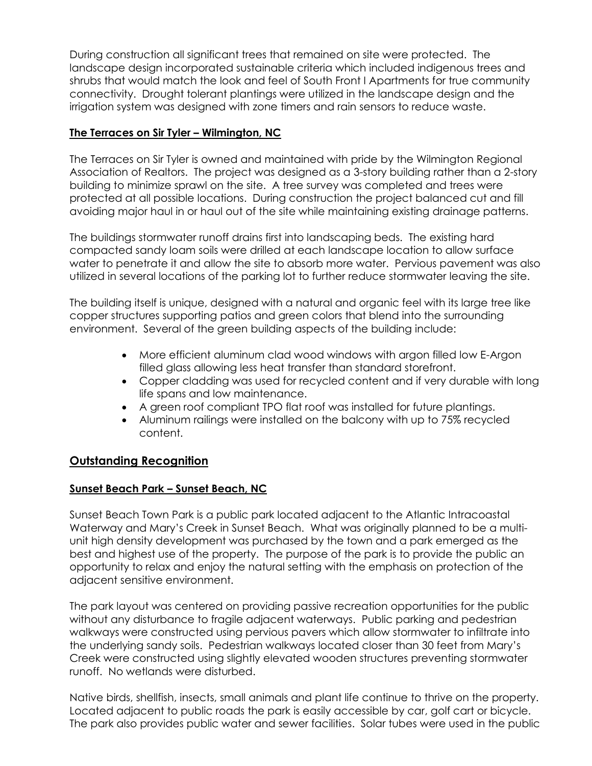During construction all significant trees that remained on site were protected. The landscape design incorporated sustainable criteria which included indigenous trees and shrubs that would match the look and feel of South Front I Apartments for true community connectivity. Drought tolerant plantings were utilized in the landscape design and the irrigation system was designed with zone timers and rain sensors to reduce waste.

### **The Terraces on Sir Tyler – Wilmington, NC**

The Terraces on Sir Tyler is owned and maintained with pride by the Wilmington Regional Association of Realtors. The project was designed as a 3-story building rather than a 2-story building to minimize sprawl on the site. A tree survey was completed and trees were protected at all possible locations. During construction the project balanced cut and fill avoiding major haul in or haul out of the site while maintaining existing drainage patterns.

The buildings stormwater runoff drains first into landscaping beds. The existing hard compacted sandy loam soils were drilled at each landscape location to allow surface water to penetrate it and allow the site to absorb more water. Pervious pavement was also utilized in several locations of the parking lot to further reduce stormwater leaving the site.

The building itself is unique, designed with a natural and organic feel with its large tree like copper structures supporting patios and green colors that blend into the surrounding environment. Several of the green building aspects of the building include:

- More efficient aluminum clad wood windows with argon filled low E-Argon filled glass allowing less heat transfer than standard storefront.
- Copper cladding was used for recycled content and if very durable with long life spans and low maintenance.
- A green roof compliant TPO flat roof was installed for future plantings.
- Aluminum railings were installed on the balcony with up to 75% recycled content.

## **Outstanding Recognition**

### **Sunset Beach Park – Sunset Beach, NC**

Sunset Beach Town Park is a public park located adjacent to the Atlantic Intracoastal Waterway and Mary's Creek in Sunset Beach. What was originally planned to be a multi-unit high density development was purchased by the town and a park emerged as the best and highest use of the property. The purpose of the park is to provide the public an opportunity to relax and enjoy the natural setting with the emphasis on protection of the adjacent sensitive environment.

The park layout was centered on providing passive recreation opportunities for the public without any disturbance to fragile adjacent waterways. Public parking and pedestrian walkways were constructed using pervious pavers which allow stormwater to infiltrate into the underlying sandy soils. Pedestrian walkways located closer than 30 feet from Mary's Creek were constructed using slightly elevated wooden structures preventing stormwater runoff. No wetlands were disturbed.

Native birds, shellfish, insects, small animals and plant life continue to thrive on the property. Located adjacent to public roads the park is easily accessible by car, golf cart or bicycle. The park also provides public water and sewer facilities. Solar tubes were used in the public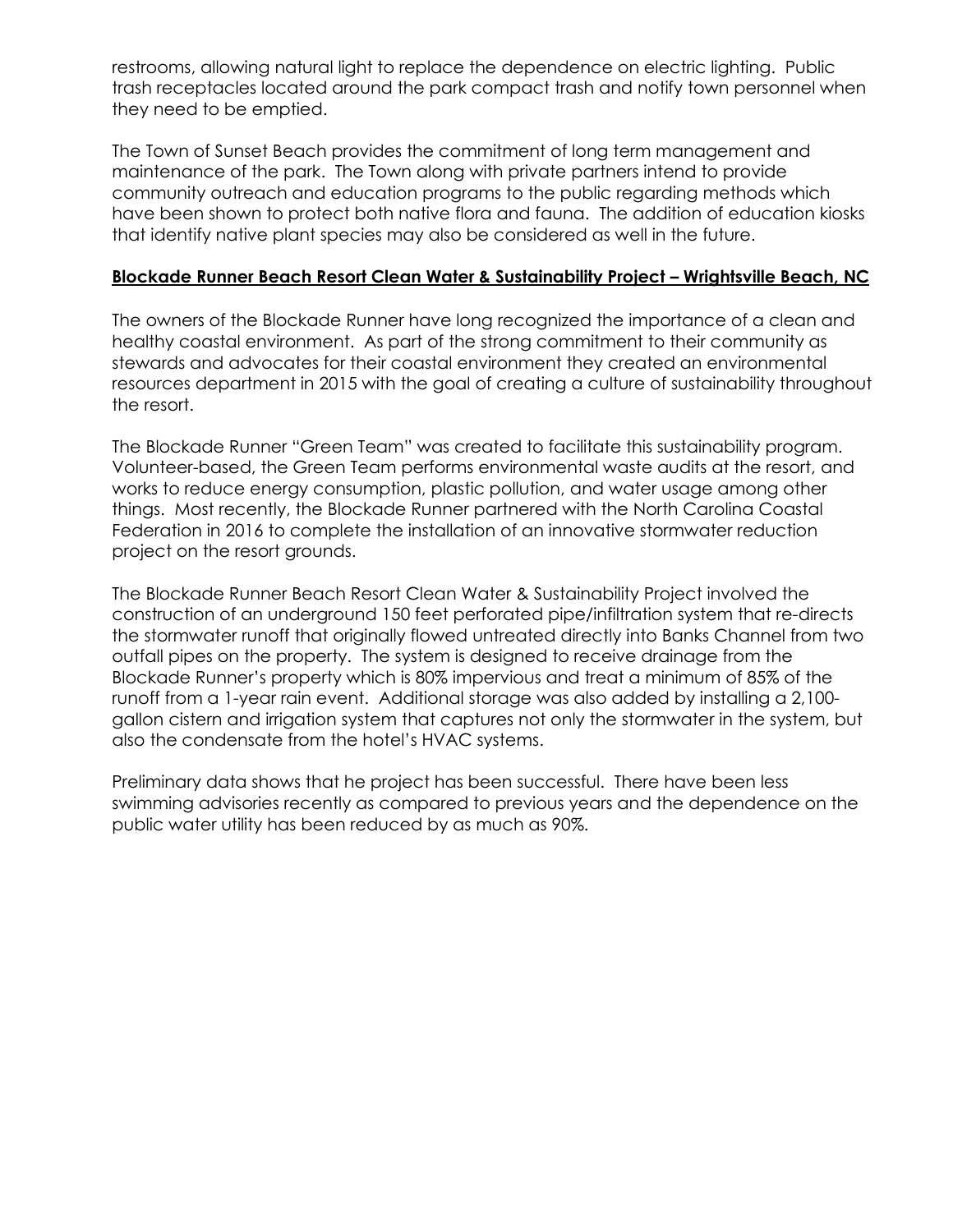restrooms, allowing natural light to replace the dependence on electric lighting. Public trash receptacles located around the park compact trash and notify town personnel when they need to be emptied.

The Town of Sunset Beach provides the commitment of long term management and maintenance of the park. The Town along with private partners intend to provide community outreach and education programs to the public regarding methods which have been shown to protect both native flora and fauna. The addition of education kiosks that identify native plant species may also be considered as well in the future.

**Blockade Runner Beach Resort Clean Water & Sustainability Project – Wrightsville Beach, NC**

The owners of the Blockade Runner have long recognized the importance of a clean and healthy coastal environment. As part of the strong commitment to their community as stewards and advocates for their coastal environment they created an environmental resources department in 2015 with the goal of creating a culture of sustainability throughout the resort.

The Blockade Runner "Green Team" was created to facilitate this sustainability program. Volunteer-based, the Green Team performs environmental waste audits at the resort, and works to reduce energy consumption, plastic pollution, and water usage among other things. Most recently, the Blockade Runner partnered with the North Carolina Coastal Federation in 2016 to complete the installation of an innovative stormwater reduction project on the resort grounds.

The Blockade Runner Beach Resort Clean Water & Sustainability Project involved the construction of an underground 150 feet perforated pipe/infiltration system that re-directs the stormwater runoff that originally flowed untreated directly into Banks Channel from two outfall pipes on the property. The system is designed to receive drainage from the Blockade Runner's property which is 80% impervious and treat a minimum of 85% of the runoff from a 1-year rain event. Additional storage was also added by installing a 2,100-gallon cistern and irrigation system that captures not only the stormwater in the system, but also the condensate from the hotel's HVAC systems.

Preliminary data shows that he project has been successful. There have been less swimming advisories recently as compared to previous years and the dependence on the public water utility has been reduced by as much as 90%.